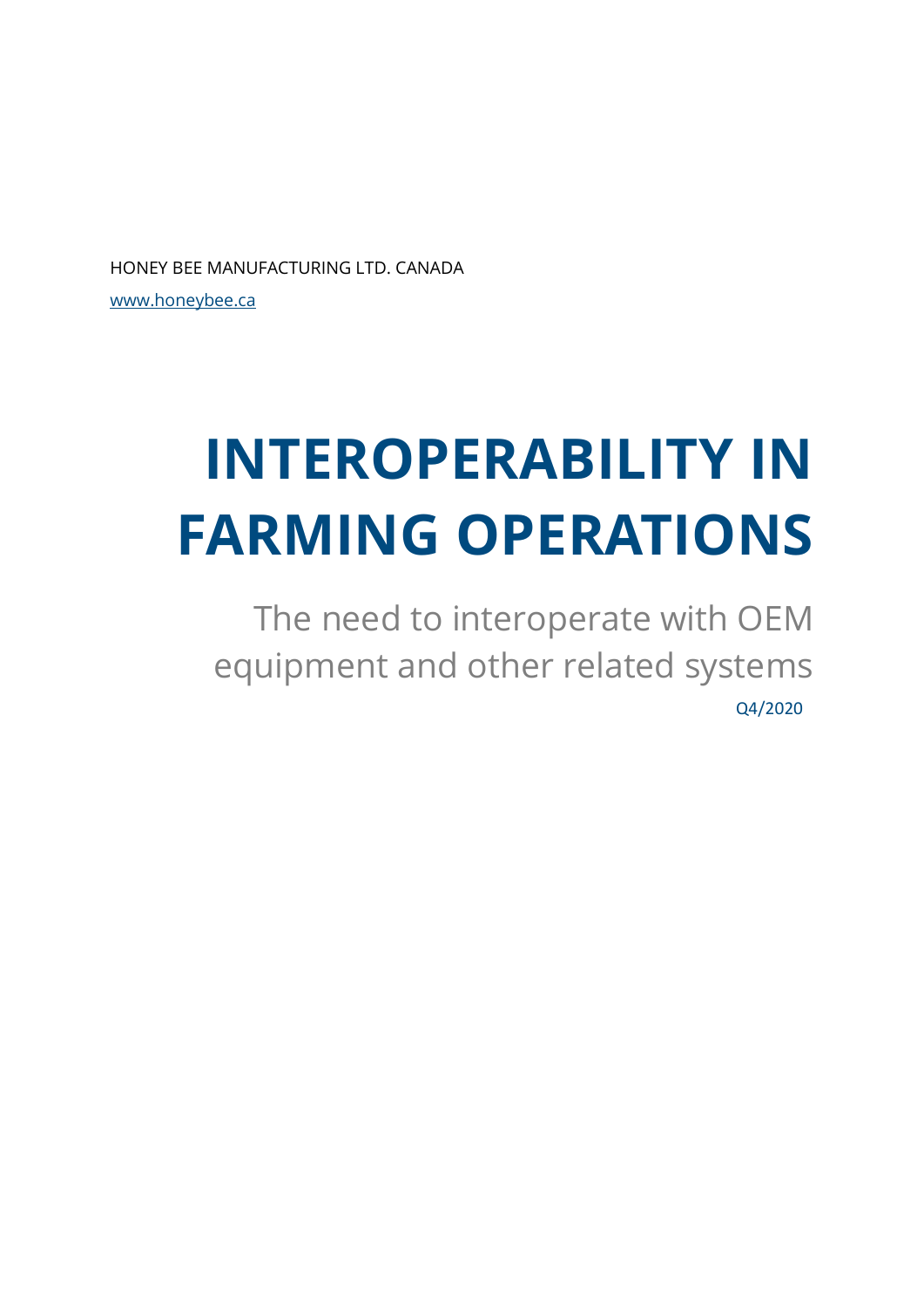HONEY BEE MANUFACTURING LTD. CANADA

www.honeybee.ca

# INTEROPERABILITY IN FARMING OPERATIONS

## The need to interoperate with OEM equipment and other related systems

Q4/2020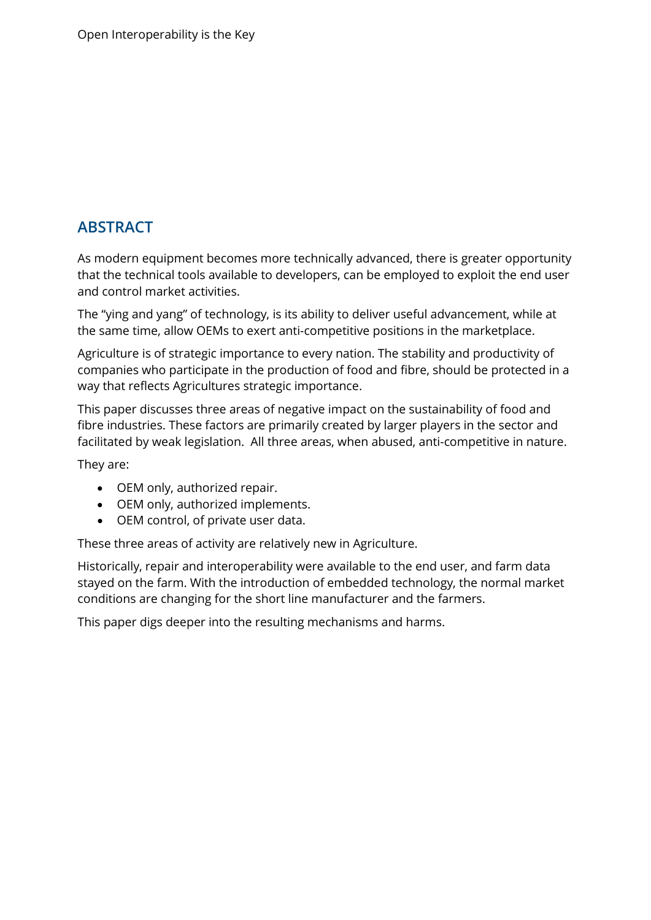## ABSTRACT

As modern equipment becomes more technically advanced, there is greater opportunity that the technical tools available to developers, can be employed to exploit the end user and control market activities.

The "ying and yang" of technology, is its ability to deliver useful advancement, while at the same time, allow OEMs to exert anti-competitive positions in the marketplace.

Agriculture is of strategic importance to every nation. The stability and productivity of companies who participate in the production of food and fibre, should be protected in a way that reflects Agricultures strategic importance.

This paper discusses three areas of negative impact on the sustainability of food and fibre industries. These factors are primarily created by larger players in the sector and facilitated by weak legislation. All three areas, when abused, anti-competitive in nature.

They are:

- OEM only, authorized repair.
- OEM only, authorized implements.
- OEM control, of private user data.

These three areas of activity are relatively new in Agriculture.

Historically, repair and interoperability were available to the end user, and farm data stayed on the farm. With the introduction of embedded technology, the normal market conditions are changing for the short line manufacturer and the farmers.

This paper digs deeper into the resulting mechanisms and harms.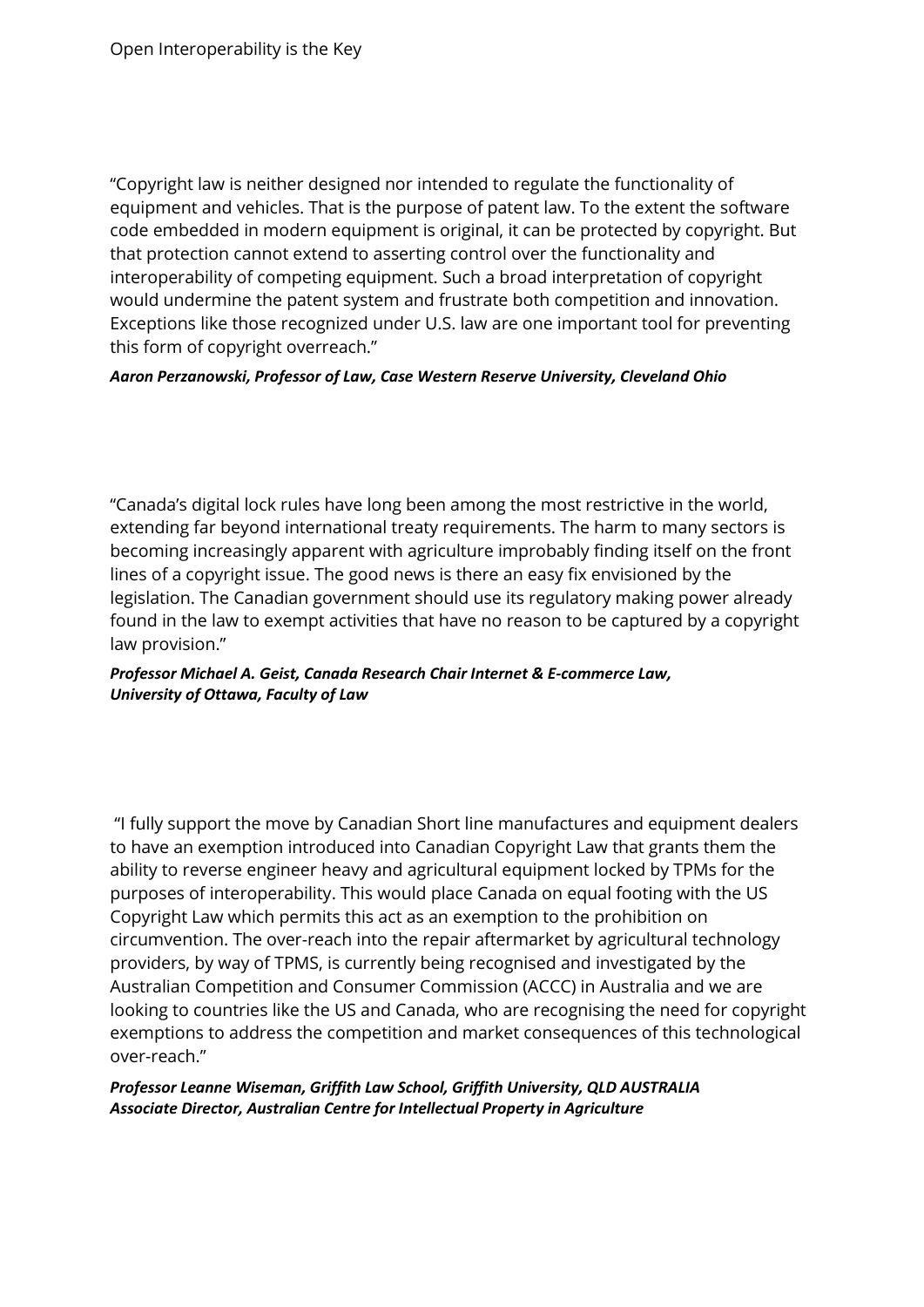"Copyright law is neither designed nor intended to regulate the functionality of equipment and vehicles. That is the purpose of patent law. To the extent the software code embedded in modern equipment is original, it can be protected by copyright. But that protection cannot extend to asserting control over the functionality and interoperability of competing equipment. Such a broad interpretation of copyright would undermine the patent system and frustrate both competition and innovation. Exceptions like those recognized under U.S. law are one important tool for preventing this form of copyright overreach."

***Aaron Perzanowski, Professor of Law, Case Western Reserve University, Cleveland Ohio***

"Canada's digital lock rules have long been among the most restrictive in the world, extending far beyond international treaty requirements. The harm to many sectors is becoming increasingly apparent with agriculture improbably finding itself on the front lines of a copyright issue. The good news is there an easy fix envisioned by the legislation. The Canadian government should use its regulatory making power already found in the law to exempt activities that have no reason to be captured by a copyright law provision."

***Professor Michael A. Geist, Canada Research Chair Internet & E-commerce Law, University of Ottawa, Faculty of Law***

"I fully support the move by Canadian Short line manufactures and equipment dealers to have an exemption introduced into Canadian Copyright Law that grants them the ability to reverse engineer heavy and agricultural equipment locked by TPMs for the purposes of interoperability. This would place Canada on equal footing with the US Copyright Law which permits this act as an exemption to the prohibition on circumvention. The over-reach into the repair aftermarket by agricultural technology providers, by way of TPMS, is currently being recognised and investigated by the Australian Competition and Consumer Commission (ACCC) in Australia and we are looking to countries like the US and Canada, who are recognising the need for copyright exemptions to address the competition and market consequences of this technological over-reach."

***Professor Leanne Wiseman, Griffith Law School, Griffith University, QLD AUSTRALIA***
***Associate Director, Australian Centre for Intellectual Property in Agriculture***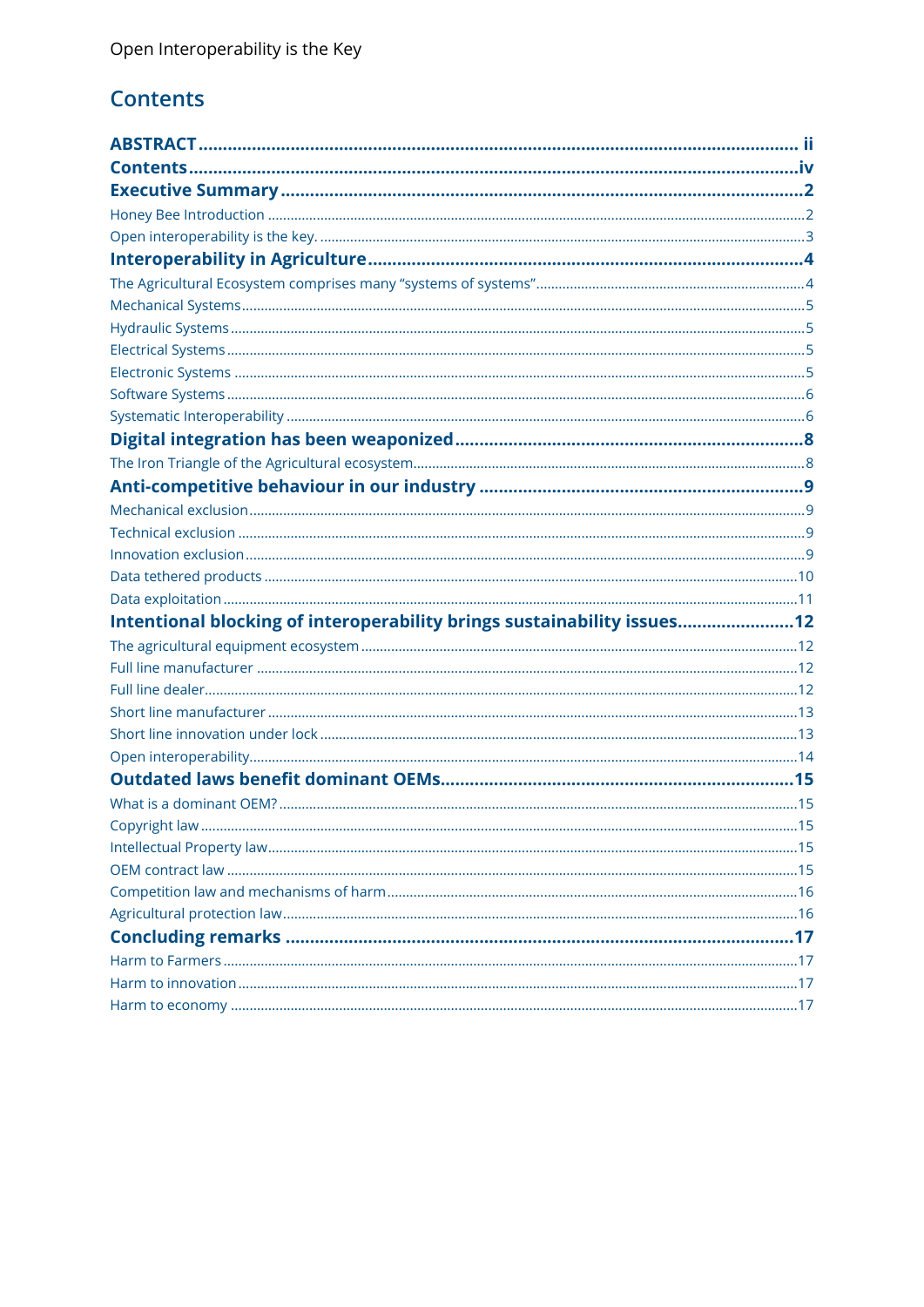## Contents

**ABSTRACT** .......... ii
**Contents** .......... iv
**Executive Summary** .......... 2
Honey Bee Introduction .......... 2
Open interoperability is the key. .......... 3
**Interoperability in Agriculture** .......... 4
The Agricultural Ecosystem comprises many “systems of systems” .......... 4
Mechanical Systems .......... 5
Hydraulic Systems .......... 5
Electrical Systems .......... 5
Electronic Systems .......... 5
Software Systems .......... 6
Systematic Interoperability .......... 6
**Digital integration has been weaponized** .......... 8
The Iron Triangle of the Agricultural ecosystem .......... 8
**Anti-competitive behaviour in our industry** .......... 9
Mechanical exclusion .......... 9
Technical exclusion .......... 9
Innovation exclusion .......... 9
Data tethered products .......... 10
Data exploitation .......... 11
**Intentional blocking of interoperability brings sustainability issues** .......... 12
The agricultural equipment ecosystem .......... 12
Full line manufacturer .......... 12
Full line dealer .......... 12
Short line manufacturer .......... 13
Short line innovation under lock .......... 13
Open interoperability .......... 14
**Outdated laws benefit dominant OEMs** .......... 15
What is a dominant OEM? .......... 15
Copyright law .......... 15
Intellectual Property law .......... 15
OEM contract law .......... 15
Competition law and mechanisms of harm .......... 16
Agricultural protection law .......... 16
**Concluding remarks** .......... 17
Harm to Farmers .......... 17
Harm to innovation .......... 17
Harm to economy .......... 17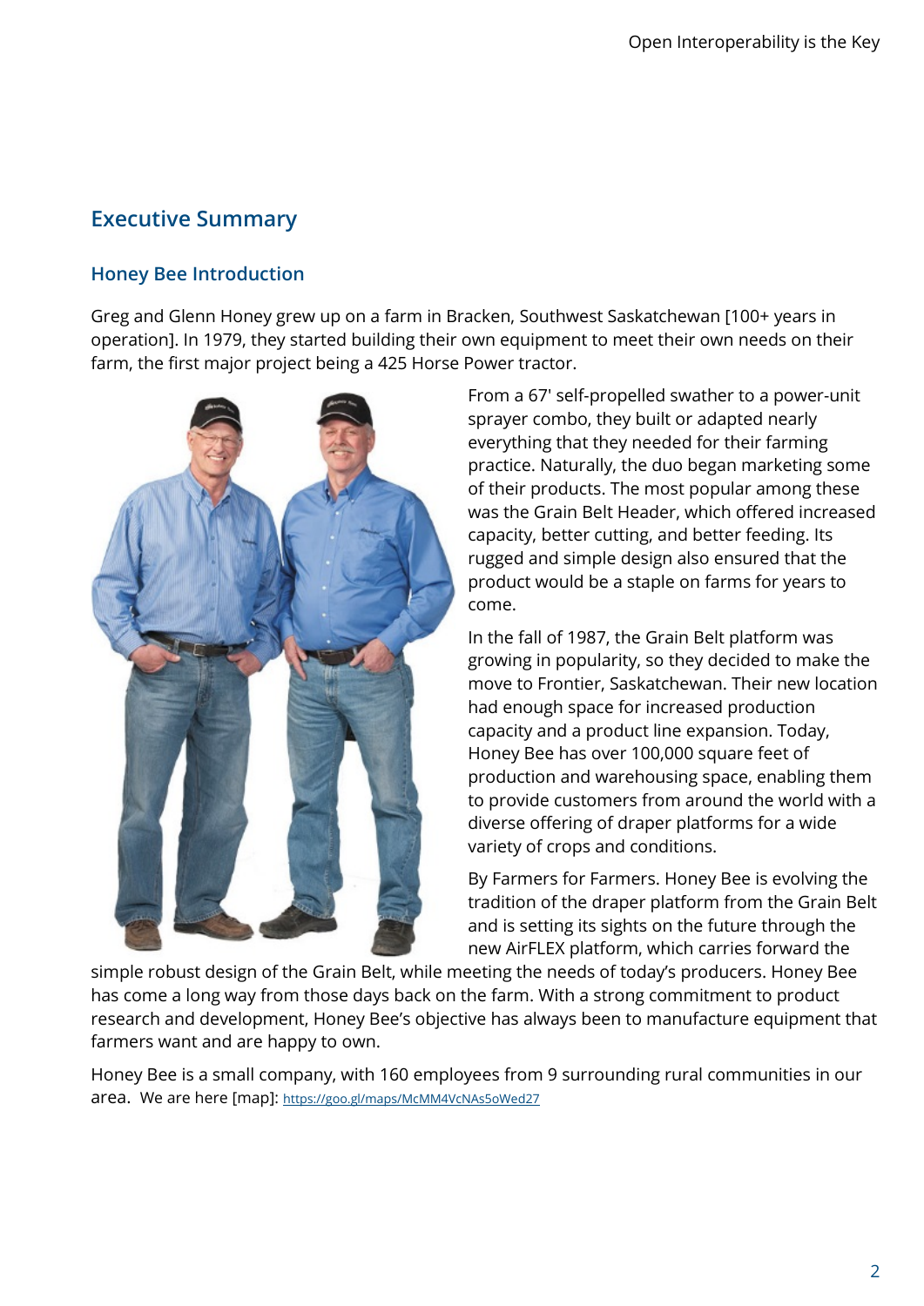## Executive Summary

### Honey Bee Introduction

Greg and Glenn Honey grew up on a farm in Bracken, Southwest Saskatchewan [100+ years in operation]. In 1979, they started building their own equipment to meet their own needs on their farm, the first major project being a 425 Horse Power tractor.

From a 67' self-propelled swather to a power-unit sprayer combo, they built or adapted nearly everything that they needed for their farming practice. Naturally, the duo began marketing some of their products. The most popular among these was the Grain Belt Header, which offered increased capacity, better cutting, and better feeding. Its rugged and simple design also ensured that the product would be a staple on farms for years to come.

In the fall of 1987, the Grain Belt platform was growing in popularity, so they decided to make the move to Frontier, Saskatchewan. Their new location had enough space for increased production capacity and a product line expansion. Today, Honey Bee has over 100,000 square feet of production and warehousing space, enabling them to provide customers from around the world with a diverse offering of draper platforms for a wide variety of crops and conditions.

By Farmers for Farmers. Honey Bee is evolving the tradition of the draper platform from the Grain Belt and is setting its sights on the future through the new AirFLEX platform, which carries forward the simple robust design of the Grain Belt, while meeting the needs of today's producers. Honey Bee has come a long way from those days back on the farm. With a strong commitment to product research and development, Honey Bee's objective has always been to manufacture equipment that farmers want and are happy to own.

Honey Bee is a small company, with 160 employees from 9 surrounding rural communities in our area. We are here [map]: https://goo.gl/maps/McMM4VcNAs5oWed27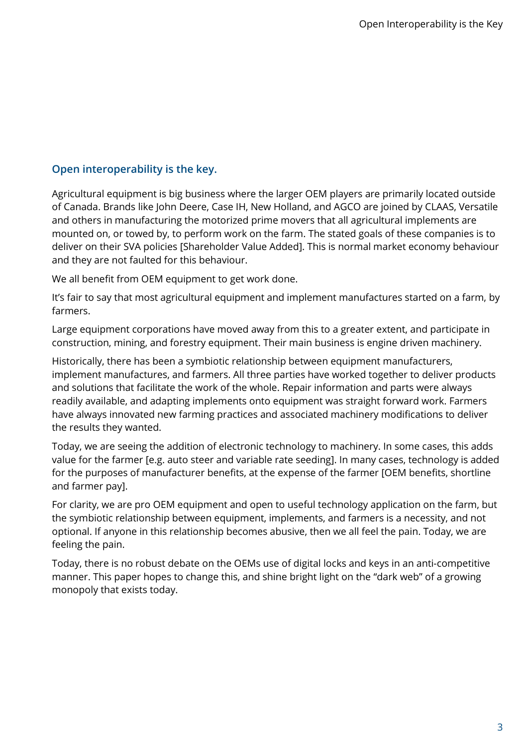## Open interoperability is the key.

Agricultural equipment is big business where the larger OEM players are primarily located outside of Canada. Brands like John Deere, Case IH, New Holland, and AGCO are joined by CLAAS, Versatile and others in manufacturing the motorized prime movers that all agricultural implements are mounted on, or towed by, to perform work on the farm. The stated goals of these companies is to deliver on their SVA policies [Shareholder Value Added]. This is normal market economy behaviour and they are not faulted for this behaviour.

We all benefit from OEM equipment to get work done.

It's fair to say that most agricultural equipment and implement manufactures started on a farm, by farmers.

Large equipment corporations have moved away from this to a greater extent, and participate in construction, mining, and forestry equipment. Their main business is engine driven machinery.

Historically, there has been a symbiotic relationship between equipment manufacturers, implement manufactures, and farmers. All three parties have worked together to deliver products and solutions that facilitate the work of the whole. Repair information and parts were always readily available, and adapting implements onto equipment was straight forward work. Farmers have always innovated new farming practices and associated machinery modifications to deliver the results they wanted.

Today, we are seeing the addition of electronic technology to machinery. In some cases, this adds value for the farmer [e.g. auto steer and variable rate seeding]. In many cases, technology is added for the purposes of manufacturer benefits, at the expense of the farmer [OEM benefits, shortline and farmer pay].

For clarity, we are pro OEM equipment and open to useful technology application on the farm, but the symbiotic relationship between equipment, implements, and farmers is a necessity, and not optional. If anyone in this relationship becomes abusive, then we all feel the pain. Today, we are feeling the pain.

Today, there is no robust debate on the OEMs use of digital locks and keys in an anti-competitive manner. This paper hopes to change this, and shine bright light on the "dark web" of a growing monopoly that exists today.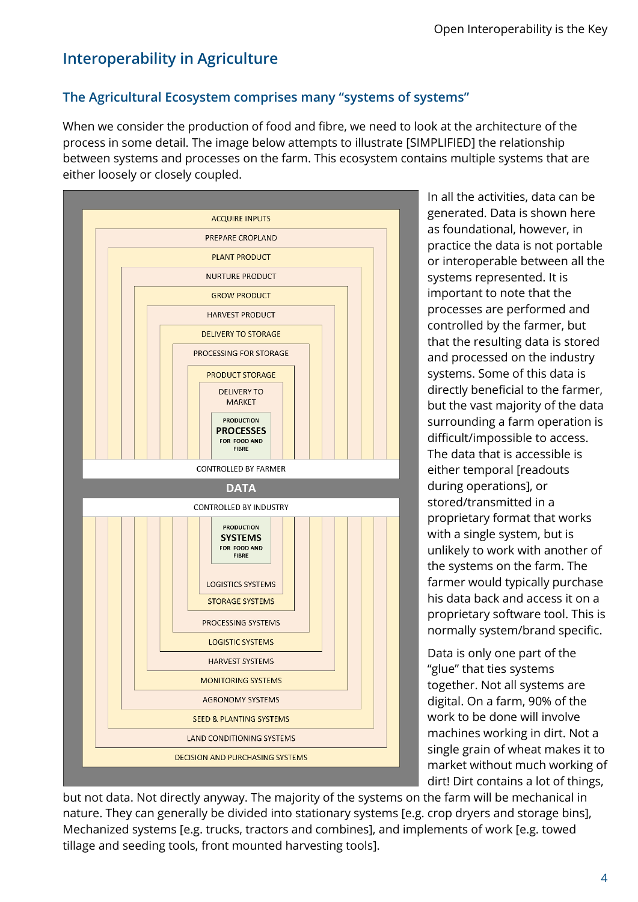## Interoperability in Agriculture

### The Agricultural Ecosystem comprises many “systems of systems”

When we consider the production of food and fibre, we need to look at the architecture of the process in some detail. The image below attempts to illustrate [SIMPLIFIED] the relationship between systems and processes on the farm. This ecosystem contains multiple systems that are either loosely or closely coupled.

ACQUIRE INPUTS
PREPARE CROPLAND
PLANT PRODUCT
NURTURE PRODUCT
GROW PRODUCT
HARVEST PRODUCT
DELIVERY TO STORAGE
PROCESSING FOR STORAGE
PRODUCT STORAGE
DELIVERY TO MARKET
PRODUCTION **PROCESSES** FOR FOOD AND FIBRE

CONTROLLED BY FARMER

**DATA**

CONTROLLED BY INDUSTRY

PRODUCTION **SYSTEMS** FOR FOOD AND FIBRE
LOGISTICS SYSTEMS
STORAGE SYSTEMS
PROCESSING SYSTEMS
LOGISTIC SYSTEMS
HARVEST SYSTEMS
MONITORING SYSTEMS
AGRONOMY SYSTEMS
SEED & PLANTING SYSTEMS
LAND CONDITIONING SYSTEMS
DECISION AND PURCHASING SYSTEMS

In all the activities, data can be generated. Data is shown here as foundational, however, in practice the data is not portable or interoperable between all the systems represented. It is important to note that the processes are performed and controlled by the farmer, but that the resulting data is stored and processed on the industry systems. Some of this data is directly beneficial to the farmer, but the vast majority of the data surrounding a farm operation is difficult/impossible to access. The data that is accessible is either temporal [readouts during operations], or stored/transmitted in a proprietary format that works with a single system, but is unlikely to work with another of the systems on the farm. The farmer would typically purchase his data back and access it on a proprietary software tool. This is normally system/brand specific.

Data is only one part of the “glue” that ties systems together. Not all systems are digital. On a farm, 90% of the work to be done will involve machines working in dirt. Not a single grain of wheat makes it to market without much working of dirt! Dirt contains a lot of things, but not data. Not directly anyway. The majority of the systems on the farm will be mechanical in nature. They can generally be divided into stationary systems [e.g. crop dryers and storage bins], Mechanized systems [e.g. trucks, tractors and combines], and implements of work [e.g. towed tillage and seeding tools, front mounted harvesting tools].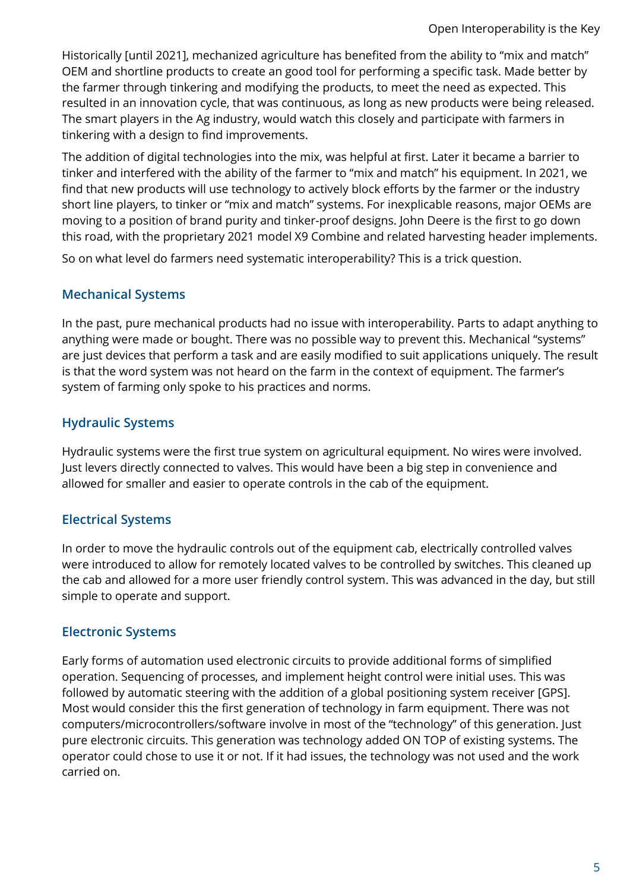Historically [until 2021], mechanized agriculture has benefited from the ability to "mix and match" OEM and shortline products to create an good tool for performing a specific task. Made better by the farmer through tinkering and modifying the products, to meet the need as expected. This resulted in an innovation cycle, that was continuous, as long as new products were being released. The smart players in the Ag industry, would watch this closely and participate with farmers in tinkering with a design to find improvements.

The addition of digital technologies into the mix, was helpful at first. Later it became a barrier to tinker and interfered with the ability of the farmer to "mix and match" his equipment. In 2021, we find that new products will use technology to actively block efforts by the farmer or the industry short line players, to tinker or "mix and match" systems. For inexplicable reasons, major OEMs are moving to a position of brand purity and tinker-proof designs. John Deere is the first to go down this road, with the proprietary 2021 model X9 Combine and related harvesting header implements.

So on what level do farmers need systematic interoperability? This is a trick question.

## Mechanical Systems

In the past, pure mechanical products had no issue with interoperability. Parts to adapt anything to anything were made or bought. There was no possible way to prevent this. Mechanical "systems" are just devices that perform a task and are easily modified to suit applications uniquely. The result is that the word system was not heard on the farm in the context of equipment. The farmer's system of farming only spoke to his practices and norms.

## Hydraulic Systems

Hydraulic systems were the first true system on agricultural equipment. No wires were involved. Just levers directly connected to valves. This would have been a big step in convenience and allowed for smaller and easier to operate controls in the cab of the equipment.

## Electrical Systems

In order to move the hydraulic controls out of the equipment cab, electrically controlled valves were introduced to allow for remotely located valves to be controlled by switches. This cleaned up the cab and allowed for a more user friendly control system. This was advanced in the day, but still simple to operate and support.

## Electronic Systems

Early forms of automation used electronic circuits to provide additional forms of simplified operation. Sequencing of processes, and implement height control were initial uses. This was followed by automatic steering with the addition of a global positioning system receiver [GPS]. Most would consider this the first generation of technology in farm equipment. There was not computers/microcontrollers/software involve in most of the "technology" of this generation. Just pure electronic circuits. This generation was technology added ON TOP of existing systems. The operator could chose to use it or not. If it had issues, the technology was not used and the work carried on.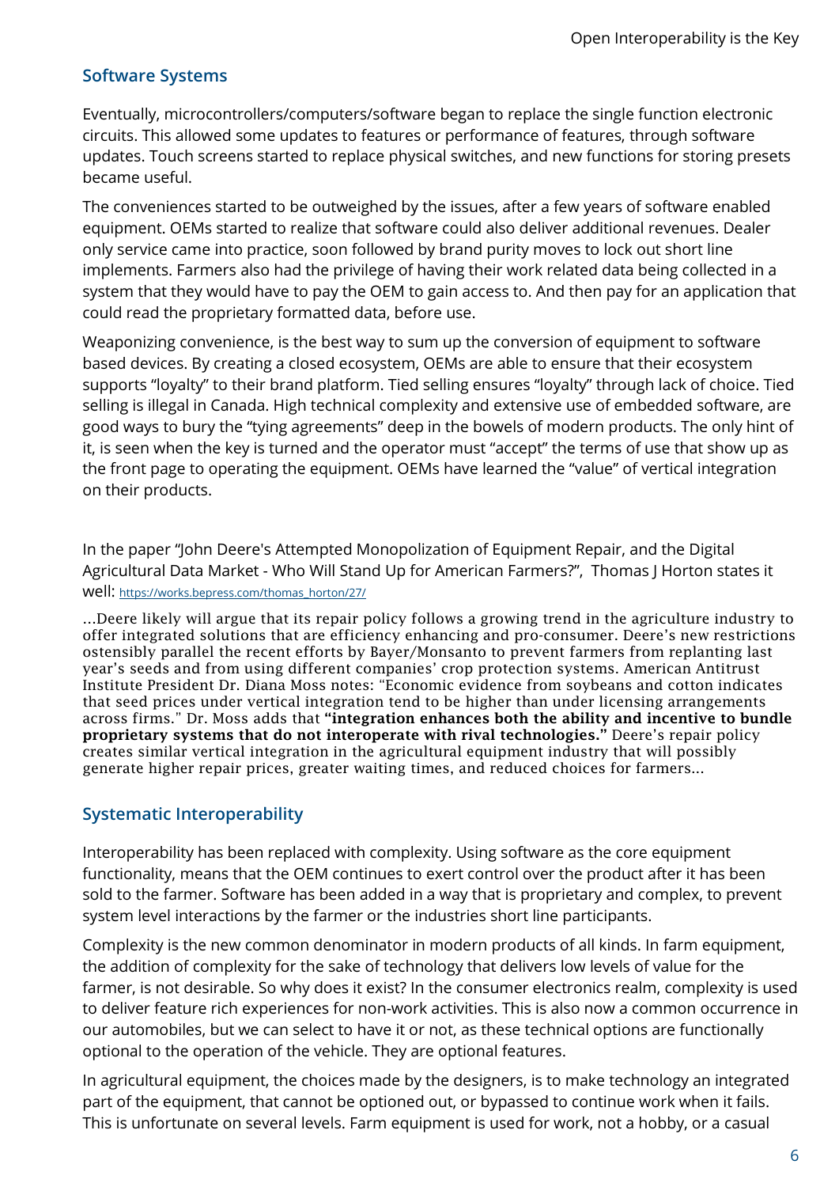## Software Systems

Eventually, microcontrollers/computers/software began to replace the single function electronic circuits. This allowed some updates to features or performance of features, through software updates. Touch screens started to replace physical switches, and new functions for storing presets became useful.

The conveniences started to be outweighed by the issues, after a few years of software enabled equipment. OEMs started to realize that software could also deliver additional revenues. Dealer only service came into practice, soon followed by brand purity moves to lock out short line implements. Farmers also had the privilege of having their work related data being collected in a system that they would have to pay the OEM to gain access to. And then pay for an application that could read the proprietary formatted data, before use.

Weaponizing convenience, is the best way to sum up the conversion of equipment to software based devices. By creating a closed ecosystem, OEMs are able to ensure that their ecosystem supports “loyalty” to their brand platform. Tied selling ensures “loyalty” through lack of choice. Tied selling is illegal in Canada. High technical complexity and extensive use of embedded software, are good ways to bury the “tying agreements” deep in the bowels of modern products. The only hint of it, is seen when the key is turned and the operator must “accept” the terms of use that show up as the front page to operating the equipment. OEMs have learned the “value” of vertical integration on their products.

In the paper “John Deere's Attempted Monopolization of Equipment Repair, and the Digital Agricultural Data Market - Who Will Stand Up for American Farmers?”, Thomas J Horton states it well: https://works.bepress.com/thomas_horton/27/

> ...Deere likely will argue that its repair policy follows a growing trend in the agriculture industry to offer integrated solutions that are efficiency enhancing and pro-consumer. Deere’s new restrictions ostensibly parallel the recent efforts by Bayer/Monsanto to prevent farmers from replanting last year’s seeds and from using different companies’ crop protection systems. American Antitrust Institute President Dr. Diana Moss notes: “Economic evidence from soybeans and cotton indicates that seed prices under vertical integration tend to be higher than under licensing arrangements across firms.” Dr. Moss adds that **“integration enhances both the ability and incentive to bundle proprietary systems that do not interoperate with rival technologies.”** Deere’s repair policy creates similar vertical integration in the agricultural equipment industry that will possibly generate higher repair prices, greater waiting times, and reduced choices for farmers...

## Systematic Interoperability

Interoperability has been replaced with complexity. Using software as the core equipment functionality, means that the OEM continues to exert control over the product after it has been sold to the farmer. Software has been added in a way that is proprietary and complex, to prevent system level interactions by the farmer or the industries short line participants.

Complexity is the new common denominator in modern products of all kinds. In farm equipment, the addition of complexity for the sake of technology that delivers low levels of value for the farmer, is not desirable. So why does it exist? In the consumer electronics realm, complexity is used to deliver feature rich experiences for non-work activities. This is also now a common occurrence in our automobiles, but we can select to have it or not, as these technical options are functionally optional to the operation of the vehicle. They are optional features.

In agricultural equipment, the choices made by the designers, is to make technology an integrated part of the equipment, that cannot be optioned out, or bypassed to continue work when it fails. This is unfortunate on several levels. Farm equipment is used for work, not a hobby, or a casual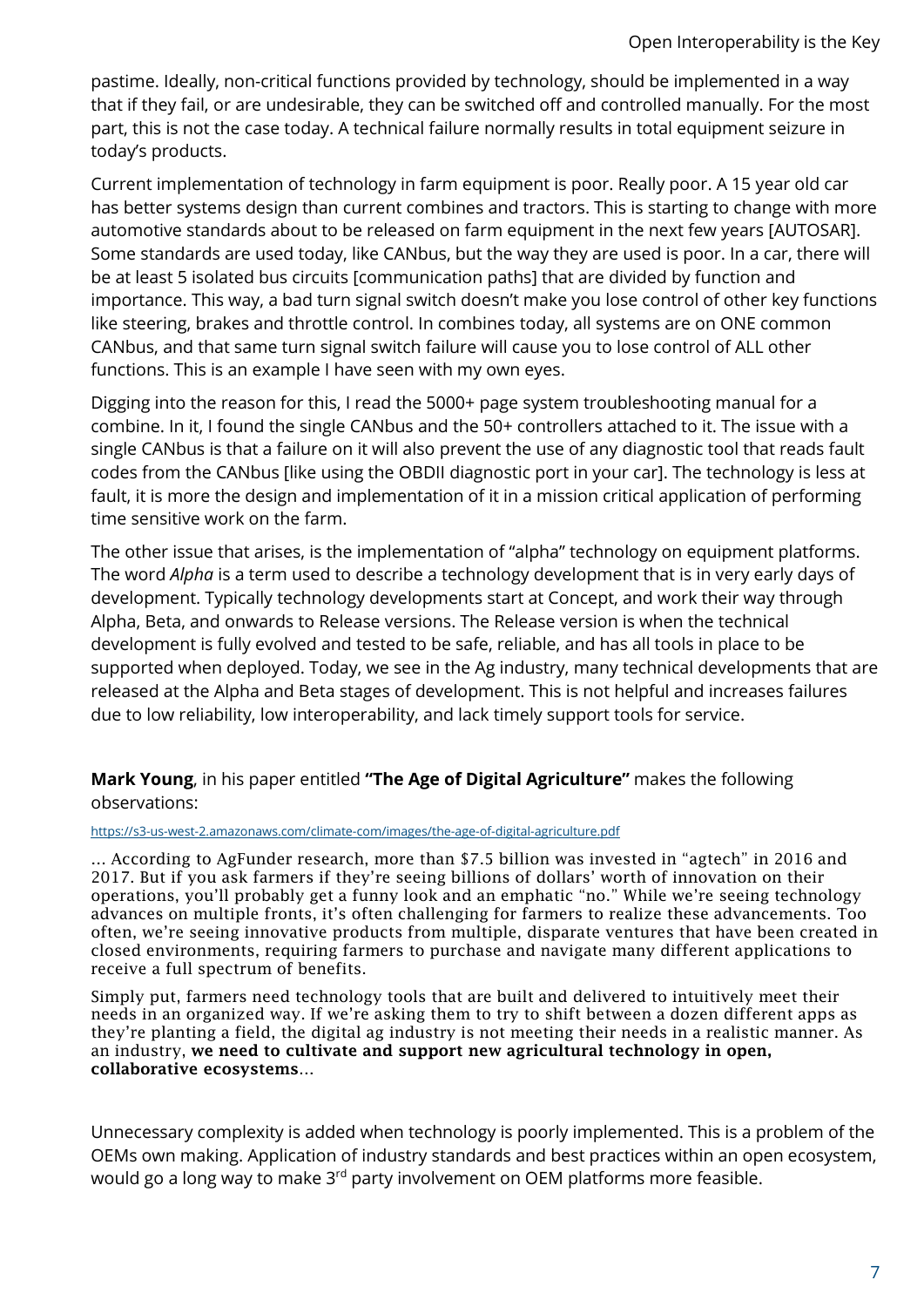pastime. Ideally, non-critical functions provided by technology, should be implemented in a way that if they fail, or are undesirable, they can be switched off and controlled manually. For the most part, this is not the case today. A technical failure normally results in total equipment seizure in today's products.

Current implementation of technology in farm equipment is poor. Really poor. A 15 year old car has better systems design than current combines and tractors. This is starting to change with more automotive standards about to be released on farm equipment in the next few years [AUTOSAR]. Some standards are used today, like CANbus, but the way they are used is poor. In a car, there will be at least 5 isolated bus circuits [communication paths] that are divided by function and importance. This way, a bad turn signal switch doesn't make you lose control of other key functions like steering, brakes and throttle control. In combines today, all systems are on ONE common CANbus, and that same turn signal switch failure will cause you to lose control of ALL other functions. This is an example I have seen with my own eyes.

Digging into the reason for this, I read the 5000+ page system troubleshooting manual for a combine. In it, I found the single CANbus and the 50+ controllers attached to it. The issue with a single CANbus is that a failure on it will also prevent the use of any diagnostic tool that reads fault codes from the CANbus [like using the OBDII diagnostic port in your car]. The technology is less at fault, it is more the design and implementation of it in a mission critical application of performing time sensitive work on the farm.

The other issue that arises, is the implementation of "alpha" technology on equipment platforms. The word *Alpha* is a term used to describe a technology development that is in very early days of development. Typically technology developments start at Concept, and work their way through Alpha, Beta, and onwards to Release versions. The Release version is when the technical development is fully evolved and tested to be safe, reliable, and has all tools in place to be supported when deployed. Today, we see in the Ag industry, many technical developments that are released at the Alpha and Beta stages of development. This is not helpful and increases failures due to low reliability, low interoperability, and lack timely support tools for service.

**Mark Young**, in his paper entitled **"The Age of Digital Agriculture"** makes the following observations:

https://s3-us-west-2.amazonaws.com/climate-com/images/the-age-of-digital-agriculture.pdf

… According to AgFunder research, more than $7.5 billion was invested in "agtech" in 2016 and 2017. But if you ask farmers if they're seeing billions of dollars' worth of innovation on their operations, you'll probably get a funny look and an emphatic "no." While we're seeing technology advances on multiple fronts, it's often challenging for farmers to realize these advancements. Too often, we're seeing innovative products from multiple, disparate ventures that have been created in closed environments, requiring farmers to purchase and navigate many different applications to receive a full spectrum of benefits.

Simply put, farmers need technology tools that are built and delivered to intuitively meet their needs in an organized way. If we're asking them to try to shift between a dozen different apps as they're planting a field, the digital ag industry is not meeting their needs in a realistic manner. As an industry, **we need to cultivate and support new agricultural technology in open, collaborative ecosystems**…

Unnecessary complexity is added when technology is poorly implemented. This is a problem of the OEMs own making. Application of industry standards and best practices within an open ecosystem, would go a long way to make 3rd party involvement on OEM platforms more feasible.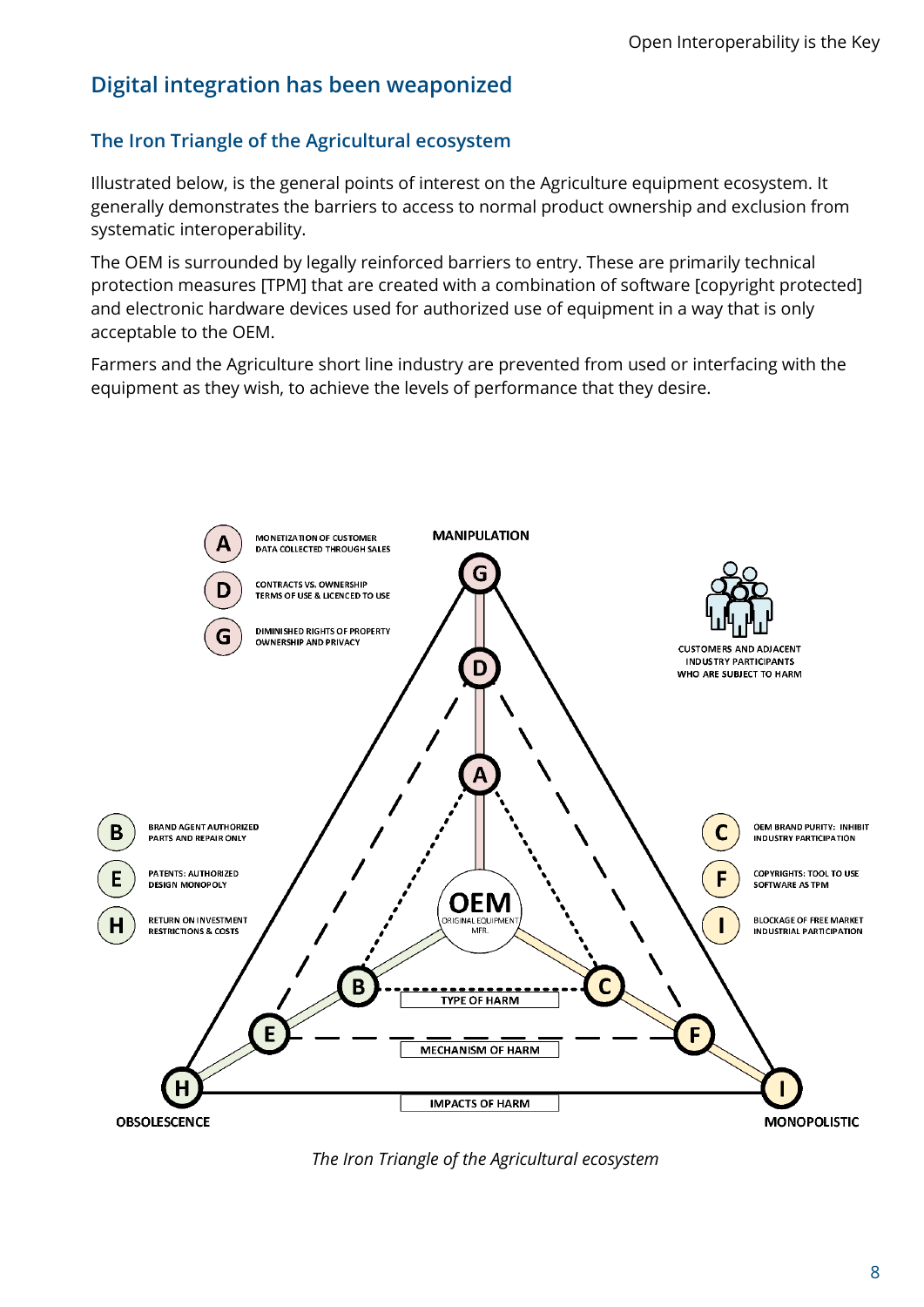## Digital integration has been weaponized

### The Iron Triangle of the Agricultural ecosystem

Illustrated below, is the general points of interest on the Agriculture equipment ecosystem. It generally demonstrates the barriers to access to normal product ownership and exclusion from systematic interoperability.

The OEM is surrounded by legally reinforced barriers to entry. These are primarily technical protection measures [TPM] that are created with a combination of software [copyright protected] and electronic hardware devices used for authorized use of equipment in a way that is only acceptable to the OEM.

Farmers and the Agriculture short line industry are prevented from used or interfacing with the equipment as they wish, to achieve the levels of performance that they desire.

MANIPULATION

- **A** MONETIZATION OF CUSTOMER DATA COLLECTED THROUGH SALES
- **D** CONTRACTS VS. OWNERSHIP TERMS OF USE & LICENCED TO USE
- **G** DIMINISHED RIGHTS OF PROPERTY OWNERSHIP AND PRIVACY

CUSTOMERS AND ADJACENT INDUSTRY PARTICIPANTS WHO ARE SUBJECT TO HARM

- **B** BRAND AGENT AUTHORIZED PARTS AND REPAIR ONLY
- **E** PATENTS: AUTHORIZED DESIGN MONOPOLY
- **H** RETURN ON INVESTMENT RESTRICTIONS & COSTS

- **C** OEM BRAND PURITY: INHIBIT INDUSTRY PARTICIPATION
- **F** COPYRIGHTS: TOOL TO USE SOFTWARE AS TPM
- **I** BLOCKAGE OF FREE MARKET INDUSTRIAL PARTICIPATION

OEM ORIGINAL EQUIPMENT MFR.

TYPE OF HARM

MECHANISM OF HARM

IMPACTS OF HARM

OBSOLESCENCE

MONOPOLISTIC

*The Iron Triangle of the Agricultural ecosystem*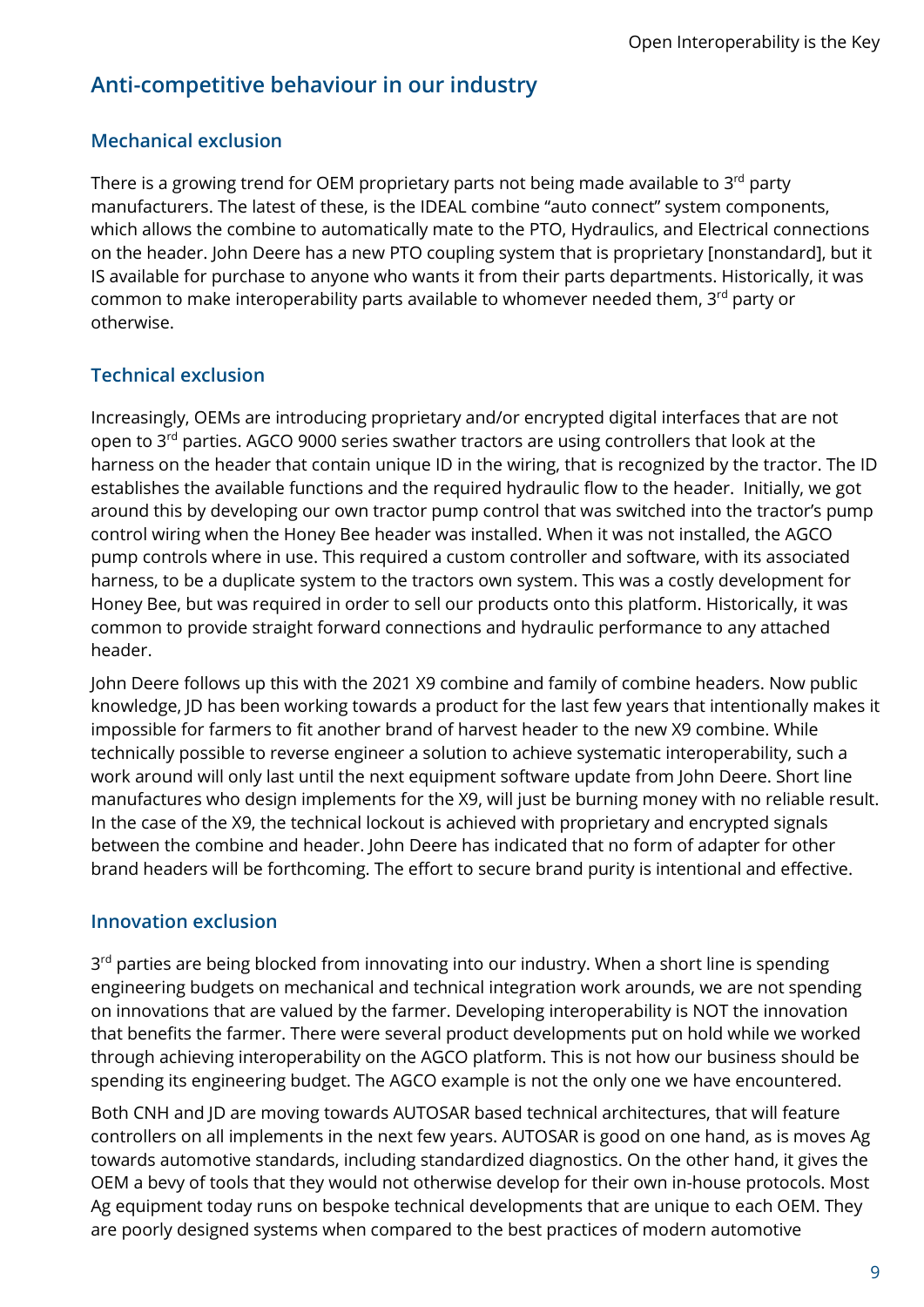## Anti-competitive behaviour in our industry

### Mechanical exclusion

There is a growing trend for OEM proprietary parts not being made available to 3rd party manufacturers. The latest of these, is the IDEAL combine "auto connect" system components, which allows the combine to automatically mate to the PTO, Hydraulics, and Electrical connections on the header. John Deere has a new PTO coupling system that is proprietary [nonstandard], but it IS available for purchase to anyone who wants it from their parts departments. Historically, it was common to make interoperability parts available to whomever needed them, 3rd party or otherwise.

### Technical exclusion

Increasingly, OEMs are introducing proprietary and/or encrypted digital interfaces that are not open to 3rd parties. AGCO 9000 series swather tractors are using controllers that look at the harness on the header that contain unique ID in the wiring, that is recognized by the tractor. The ID establishes the available functions and the required hydraulic flow to the header. Initially, we got around this by developing our own tractor pump control that was switched into the tractor's pump control wiring when the Honey Bee header was installed. When it was not installed, the AGCO pump controls where in use. This required a custom controller and software, with its associated harness, to be a duplicate system to the tractors own system. This was a costly development for Honey Bee, but was required in order to sell our products onto this platform. Historically, it was common to provide straight forward connections and hydraulic performance to any attached header.

John Deere follows up this with the 2021 X9 combine and family of combine headers. Now public knowledge, JD has been working towards a product for the last few years that intentionally makes it impossible for farmers to fit another brand of harvest header to the new X9 combine. While technically possible to reverse engineer a solution to achieve systematic interoperability, such a work around will only last until the next equipment software update from John Deere. Short line manufactures who design implements for the X9, will just be burning money with no reliable result. In the case of the X9, the technical lockout is achieved with proprietary and encrypted signals between the combine and header. John Deere has indicated that no form of adapter for other brand headers will be forthcoming. The effort to secure brand purity is intentional and effective.

### Innovation exclusion

3rd parties are being blocked from innovating into our industry. When a short line is spending engineering budgets on mechanical and technical integration work arounds, we are not spending on innovations that are valued by the farmer. Developing interoperability is NOT the innovation that benefits the farmer. There were several product developments put on hold while we worked through achieving interoperability on the AGCO platform. This is not how our business should be spending its engineering budget. The AGCO example is not the only one we have encountered.

Both CNH and JD are moving towards AUTOSAR based technical architectures, that will feature controllers on all implements in the next few years. AUTOSAR is good on one hand, as is moves Ag towards automotive standards, including standardized diagnostics. On the other hand, it gives the OEM a bevy of tools that they would not otherwise develop for their own in-house protocols. Most Ag equipment today runs on bespoke technical developments that are unique to each OEM. They are poorly designed systems when compared to the best practices of modern automotive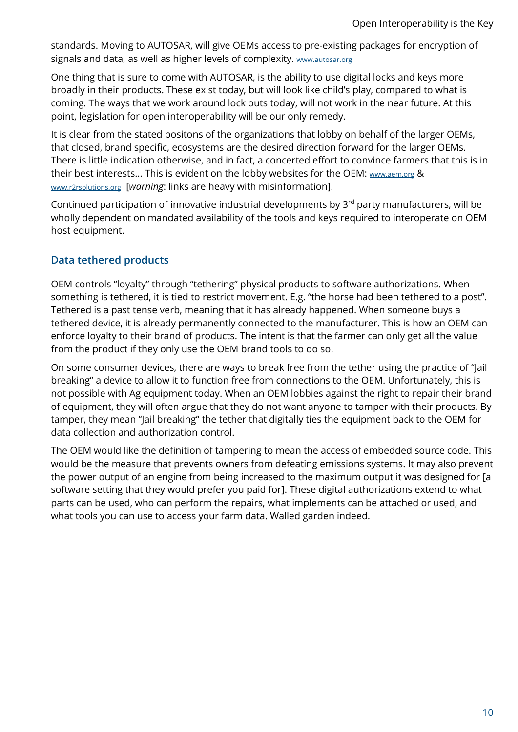standards. Moving to AUTOSAR, will give OEMs access to pre-existing packages for encryption of signals and data, as well as higher levels of complexity. www.autosar.org

One thing that is sure to come with AUTOSAR, is the ability to use digital locks and keys more broadly in their products. These exist today, but will look like child's play, compared to what is coming. The ways that we work around lock outs today, will not work in the near future. At this point, legislation for open interoperability will be our only remedy.

It is clear from the stated positons of the organizations that lobby on behalf of the larger OEMs, that closed, brand specific, ecosystems are the desired direction forward for the larger OEMs. There is little indication otherwise, and in fact, a concerted effort to convince farmers that this is in their best interests… This is evident on the lobby websites for the OEM: www.aem.org & www.r2rsolutions.org [***warning***: links are heavy with misinformation].

Continued participation of innovative industrial developments by 3rd party manufacturers, will be wholly dependent on mandated availability of the tools and keys required to interoperate on OEM host equipment.

## Data tethered products

OEM controls "loyalty" through "tethering" physical products to software authorizations. When something is tethered, it is tied to restrict movement. E.g. "the horse had been tethered to a post". Tethered is a past tense verb, meaning that it has already happened. When someone buys a tethered device, it is already permanently connected to the manufacturer. This is how an OEM can enforce loyalty to their brand of products. The intent is that the farmer can only get all the value from the product if they only use the OEM brand tools to do so.

On some consumer devices, there are ways to break free from the tether using the practice of "Jail breaking" a device to allow it to function free from connections to the OEM. Unfortunately, this is not possible with Ag equipment today. When an OEM lobbies against the right to repair their brand of equipment, they will often argue that they do not want anyone to tamper with their products. By tamper, they mean "Jail breaking" the tether that digitally ties the equipment back to the OEM for data collection and authorization control.

The OEM would like the definition of tampering to mean the access of embedded source code. This would be the measure that prevents owners from defeating emissions systems. It may also prevent the power output of an engine from being increased to the maximum output it was designed for [a software setting that they would prefer you paid for]. These digital authorizations extend to what parts can be used, who can perform the repairs, what implements can be attached or used, and what tools you can use to access your farm data. Walled garden indeed.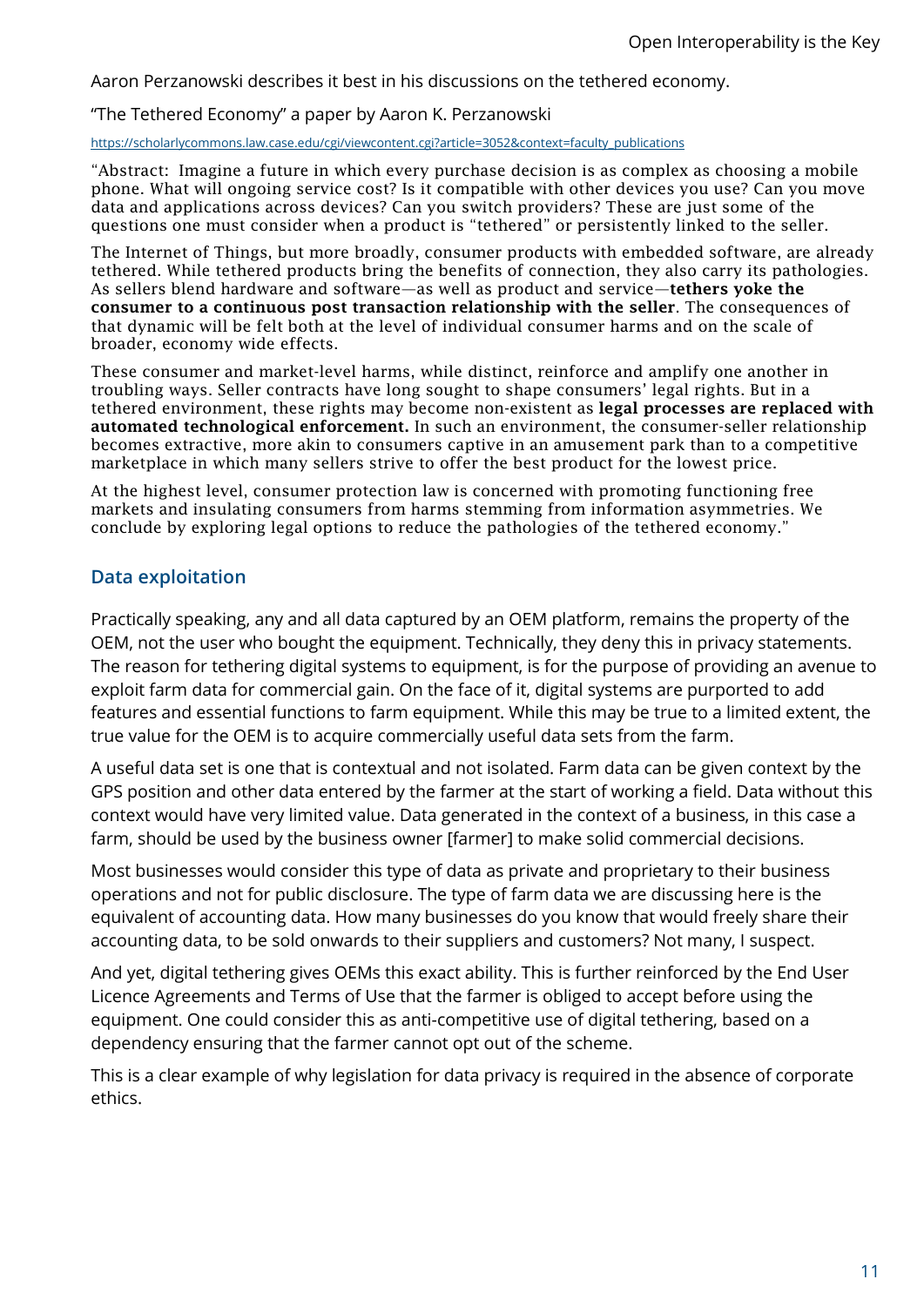Aaron Perzanowski describes it best in his discussions on the tethered economy.

"The Tethered Economy" a paper by Aaron K. Perzanowski

https://scholarlycommons.law.case.edu/cgi/viewcontent.cgi?article=3052&context=faculty_publications

"Abstract: Imagine a future in which every purchase decision is as complex as choosing a mobile phone. What will ongoing service cost? Is it compatible with other devices you use? Can you move data and applications across devices? Can you switch providers? These are just some of the questions one must consider when a product is "tethered" or persistently linked to the seller.

The Internet of Things, but more broadly, consumer products with embedded software, are already tethered. While tethered products bring the benefits of connection, they also carry its pathologies. As sellers blend hardware and software—as well as product and service—**tethers yoke the consumer to a continuous post transaction relationship with the seller**. The consequences of that dynamic will be felt both at the level of individual consumer harms and on the scale of broader, economy wide effects.

These consumer and market-level harms, while distinct, reinforce and amplify one another in troubling ways. Seller contracts have long sought to shape consumers' legal rights. But in a tethered environment, these rights may become non-existent as **legal processes are replaced with automated technological enforcement.** In such an environment, the consumer-seller relationship becomes extractive, more akin to consumers captive in an amusement park than to a competitive marketplace in which many sellers strive to offer the best product for the lowest price.

At the highest level, consumer protection law is concerned with promoting functioning free markets and insulating consumers from harms stemming from information asymmetries. We conclude by exploring legal options to reduce the pathologies of the tethered economy."

## Data exploitation

Practically speaking, any and all data captured by an OEM platform, remains the property of the OEM, not the user who bought the equipment. Technically, they deny this in privacy statements. The reason for tethering digital systems to equipment, is for the purpose of providing an avenue to exploit farm data for commercial gain. On the face of it, digital systems are purported to add features and essential functions to farm equipment. While this may be true to a limited extent, the true value for the OEM is to acquire commercially useful data sets from the farm.

A useful data set is one that is contextual and not isolated. Farm data can be given context by the GPS position and other data entered by the farmer at the start of working a field. Data without this context would have very limited value. Data generated in the context of a business, in this case a farm, should be used by the business owner [farmer] to make solid commercial decisions.

Most businesses would consider this type of data as private and proprietary to their business operations and not for public disclosure. The type of farm data we are discussing here is the equivalent of accounting data. How many businesses do you know that would freely share their accounting data, to be sold onwards to their suppliers and customers? Not many, I suspect.

And yet, digital tethering gives OEMs this exact ability. This is further reinforced by the End User Licence Agreements and Terms of Use that the farmer is obliged to accept before using the equipment. One could consider this as anti-competitive use of digital tethering, based on a dependency ensuring that the farmer cannot opt out of the scheme.

This is a clear example of why legislation for data privacy is required in the absence of corporate ethics.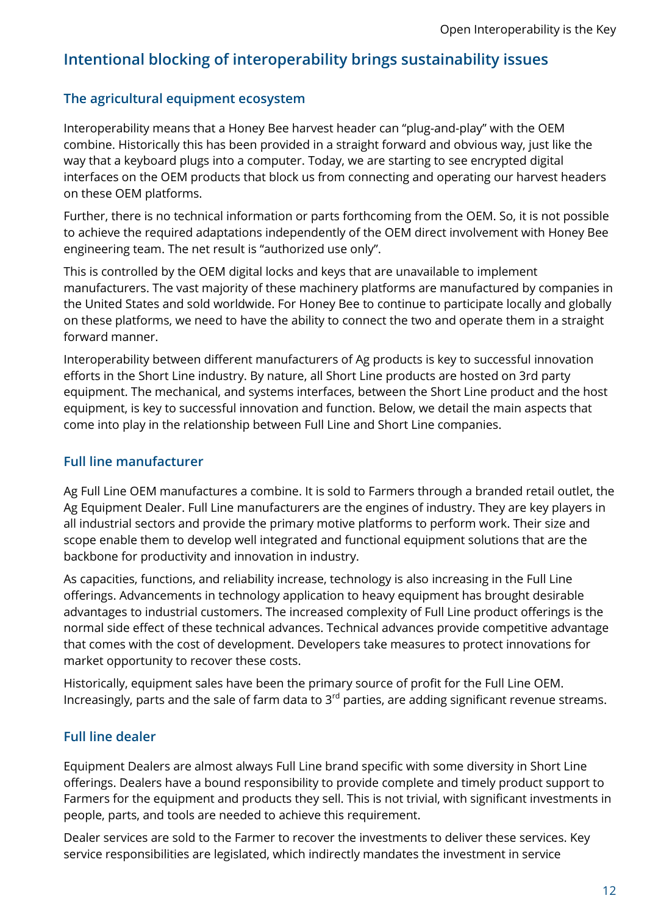## Intentional blocking of interoperability brings sustainability issues

### The agricultural equipment ecosystem

Interoperability means that a Honey Bee harvest header can "plug-and-play" with the OEM combine. Historically this has been provided in a straight forward and obvious way, just like the way that a keyboard plugs into a computer. Today, we are starting to see encrypted digital interfaces on the OEM products that block us from connecting and operating our harvest headers on these OEM platforms.

Further, there is no technical information or parts forthcoming from the OEM. So, it is not possible to achieve the required adaptations independently of the OEM direct involvement with Honey Bee engineering team. The net result is "authorized use only".

This is controlled by the OEM digital locks and keys that are unavailable to implement manufacturers. The vast majority of these machinery platforms are manufactured by companies in the United States and sold worldwide. For Honey Bee to continue to participate locally and globally on these platforms, we need to have the ability to connect the two and operate them in a straight forward manner.

Interoperability between different manufacturers of Ag products is key to successful innovation efforts in the Short Line industry. By nature, all Short Line products are hosted on 3rd party equipment. The mechanical, and systems interfaces, between the Short Line product and the host equipment, is key to successful innovation and function. Below, we detail the main aspects that come into play in the relationship between Full Line and Short Line companies.

### Full line manufacturer

Ag Full Line OEM manufactures a combine. It is sold to Farmers through a branded retail outlet, the Ag Equipment Dealer. Full Line manufacturers are the engines of industry. They are key players in all industrial sectors and provide the primary motive platforms to perform work. Their size and scope enable them to develop well integrated and functional equipment solutions that are the backbone for productivity and innovation in industry.

As capacities, functions, and reliability increase, technology is also increasing in the Full Line offerings. Advancements in technology application to heavy equipment has brought desirable advantages to industrial customers. The increased complexity of Full Line product offerings is the normal side effect of these technical advances. Technical advances provide competitive advantage that comes with the cost of development. Developers take measures to protect innovations for market opportunity to recover these costs.

Historically, equipment sales have been the primary source of profit for the Full Line OEM. Increasingly, parts and the sale of farm data to 3rd parties, are adding significant revenue streams.

### Full line dealer

Equipment Dealers are almost always Full Line brand specific with some diversity in Short Line offerings. Dealers have a bound responsibility to provide complete and timely product support to Farmers for the equipment and products they sell. This is not trivial, with significant investments in people, parts, and tools are needed to achieve this requirement.

Dealer services are sold to the Farmer to recover the investments to deliver these services. Key service responsibilities are legislated, which indirectly mandates the investment in service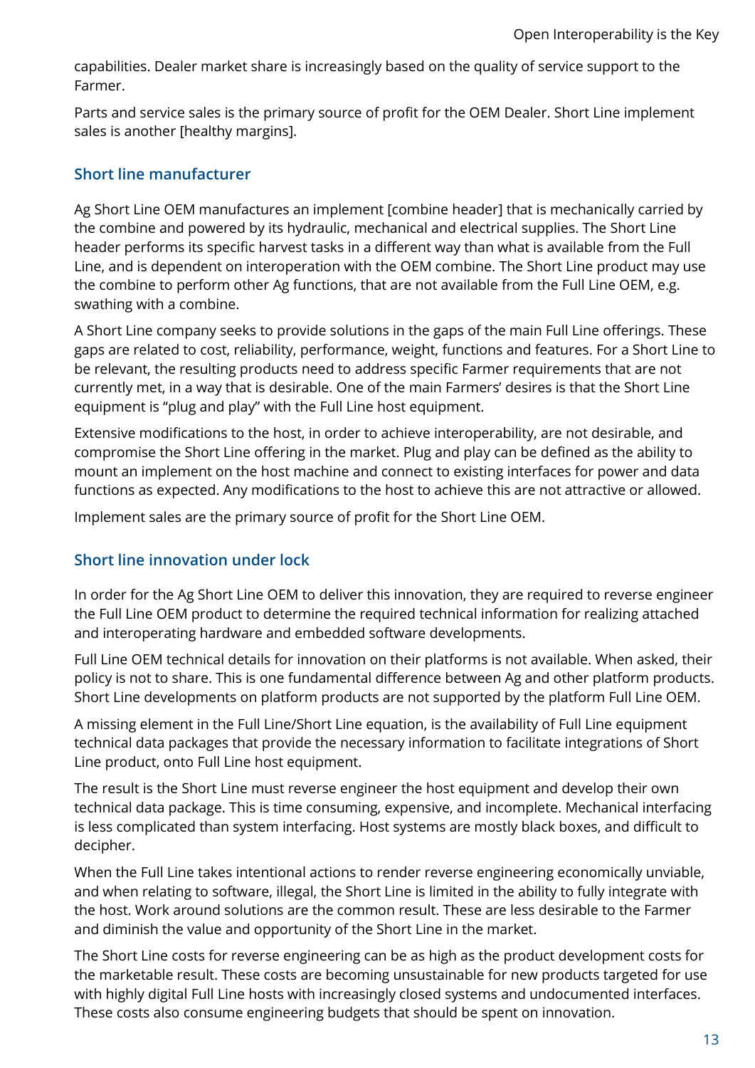capabilities. Dealer market share is increasingly based on the quality of service support to the Farmer.

Parts and service sales is the primary source of profit for the OEM Dealer. Short Line implement sales is another [healthy margins].

### Short line manufacturer

Ag Short Line OEM manufactures an implement [combine header] that is mechanically carried by the combine and powered by its hydraulic, mechanical and electrical supplies. The Short Line header performs its specific harvest tasks in a different way than what is available from the Full Line, and is dependent on interoperation with the OEM combine. The Short Line product may use the combine to perform other Ag functions, that are not available from the Full Line OEM, e.g. swathing with a combine.

A Short Line company seeks to provide solutions in the gaps of the main Full Line offerings. These gaps are related to cost, reliability, performance, weight, functions and features. For a Short Line to be relevant, the resulting products need to address specific Farmer requirements that are not currently met, in a way that is desirable. One of the main Farmers' desires is that the Short Line equipment is "plug and play" with the Full Line host equipment.

Extensive modifications to the host, in order to achieve interoperability, are not desirable, and compromise the Short Line offering in the market. Plug and play can be defined as the ability to mount an implement on the host machine and connect to existing interfaces for power and data functions as expected. Any modifications to the host to achieve this are not attractive or allowed.

Implement sales are the primary source of profit for the Short Line OEM.

### Short line innovation under lock

In order for the Ag Short Line OEM to deliver this innovation, they are required to reverse engineer the Full Line OEM product to determine the required technical information for realizing attached and interoperating hardware and embedded software developments.

Full Line OEM technical details for innovation on their platforms is not available. When asked, their policy is not to share. This is one fundamental difference between Ag and other platform products. Short Line developments on platform products are not supported by the platform Full Line OEM.

A missing element in the Full Line/Short Line equation, is the availability of Full Line equipment technical data packages that provide the necessary information to facilitate integrations of Short Line product, onto Full Line host equipment.

The result is the Short Line must reverse engineer the host equipment and develop their own technical data package. This is time consuming, expensive, and incomplete. Mechanical interfacing is less complicated than system interfacing. Host systems are mostly black boxes, and difficult to decipher.

When the Full Line takes intentional actions to render reverse engineering economically unviable, and when relating to software, illegal, the Short Line is limited in the ability to fully integrate with the host. Work around solutions are the common result. These are less desirable to the Farmer and diminish the value and opportunity of the Short Line in the market.

The Short Line costs for reverse engineering can be as high as the product development costs for the marketable result. These costs are becoming unsustainable for new products targeted for use with highly digital Full Line hosts with increasingly closed systems and undocumented interfaces. These costs also consume engineering budgets that should be spent on innovation.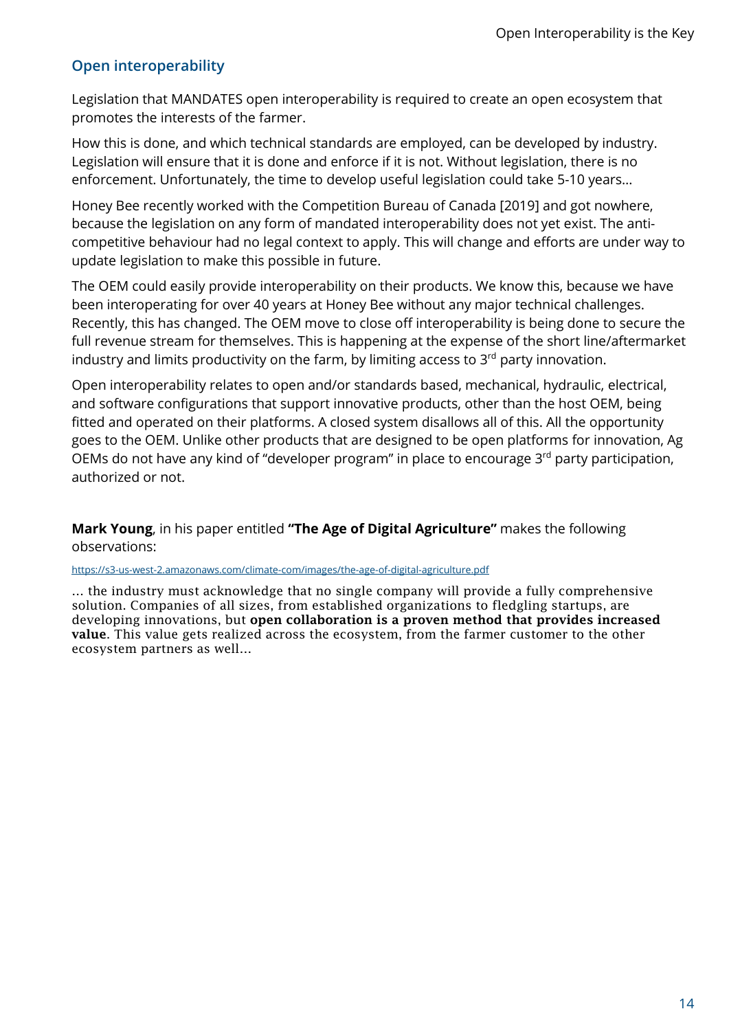## Open interoperability

Legislation that MANDATES open interoperability is required to create an open ecosystem that promotes the interests of the farmer.

How this is done, and which technical standards are employed, can be developed by industry. Legislation will ensure that it is done and enforce if it is not. Without legislation, there is no enforcement. Unfortunately, the time to develop useful legislation could take 5-10 years…

Honey Bee recently worked with the Competition Bureau of Canada [2019] and got nowhere, because the legislation on any form of mandated interoperability does not yet exist. The anti-competitive behaviour had no legal context to apply. This will change and efforts are under way to update legislation to make this possible in future.

The OEM could easily provide interoperability on their products. We know this, because we have been interoperating for over 40 years at Honey Bee without any major technical challenges. Recently, this has changed. The OEM move to close off interoperability is being done to secure the full revenue stream for themselves. This is happening at the expense of the short line/aftermarket industry and limits productivity on the farm, by limiting access to 3rd party innovation.

Open interoperability relates to open and/or standards based, mechanical, hydraulic, electrical, and software configurations that support innovative products, other than the host OEM, being fitted and operated on their platforms. A closed system disallows all of this. All the opportunity goes to the OEM. Unlike other products that are designed to be open platforms for innovation, Ag OEMs do not have any kind of "developer program" in place to encourage 3rd party participation, authorized or not.

**Mark Young**, in his paper entitled **"The Age of Digital Agriculture"** makes the following observations:

https://s3-us-west-2.amazonaws.com/climate-com/images/the-age-of-digital-agriculture.pdf

… the industry must acknowledge that no single company will provide a fully comprehensive solution. Companies of all sizes, from established organizations to fledgling startups, are developing innovations, but **open collaboration is a proven method that provides increased value**. This value gets realized across the ecosystem, from the farmer customer to the other ecosystem partners as well…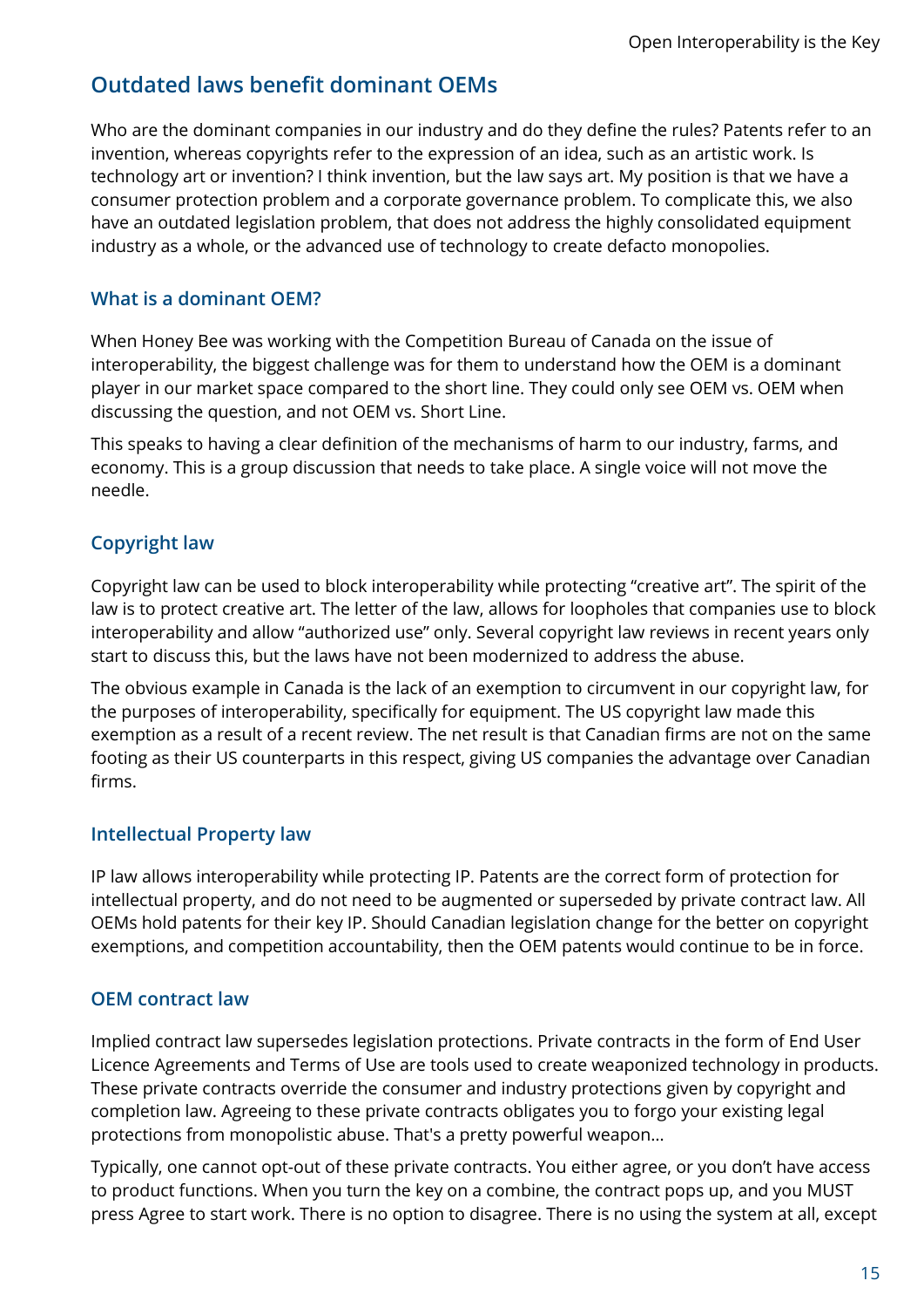## Outdated laws benefit dominant OEMs

Who are the dominant companies in our industry and do they define the rules? Patents refer to an invention, whereas copyrights refer to the expression of an idea, such as an artistic work. Is technology art or invention? I think invention, but the law says art. My position is that we have a consumer protection problem and a corporate governance problem. To complicate this, we also have an outdated legislation problem, that does not address the highly consolidated equipment industry as a whole, or the advanced use of technology to create defacto monopolies.

### What is a dominant OEM?

When Honey Bee was working with the Competition Bureau of Canada on the issue of interoperability, the biggest challenge was for them to understand how the OEM is a dominant player in our market space compared to the short line. They could only see OEM vs. OEM when discussing the question, and not OEM vs. Short Line.

This speaks to having a clear definition of the mechanisms of harm to our industry, farms, and economy. This is a group discussion that needs to take place. A single voice will not move the needle.

### Copyright law

Copyright law can be used to block interoperability while protecting "creative art". The spirit of the law is to protect creative art. The letter of the law, allows for loopholes that companies use to block interoperability and allow "authorized use" only. Several copyright law reviews in recent years only start to discuss this, but the laws have not been modernized to address the abuse.

The obvious example in Canada is the lack of an exemption to circumvent in our copyright law, for the purposes of interoperability, specifically for equipment. The US copyright law made this exemption as a result of a recent review. The net result is that Canadian firms are not on the same footing as their US counterparts in this respect, giving US companies the advantage over Canadian firms.

### Intellectual Property law

IP law allows interoperability while protecting IP. Patents are the correct form of protection for intellectual property, and do not need to be augmented or superseded by private contract law. All OEMs hold patents for their key IP. Should Canadian legislation change for the better on copyright exemptions, and competition accountability, then the OEM patents would continue to be in force.

### OEM contract law

Implied contract law supersedes legislation protections. Private contracts in the form of End User Licence Agreements and Terms of Use are tools used to create weaponized technology in products. These private contracts override the consumer and industry protections given by copyright and completion law. Agreeing to these private contracts obligates you to forgo your existing legal protections from monopolistic abuse. That's a pretty powerful weapon...

Typically, one cannot opt-out of these private contracts. You either agree, or you don't have access to product functions. When you turn the key on a combine, the contract pops up, and you MUST press Agree to start work. There is no option to disagree. There is no using the system at all, except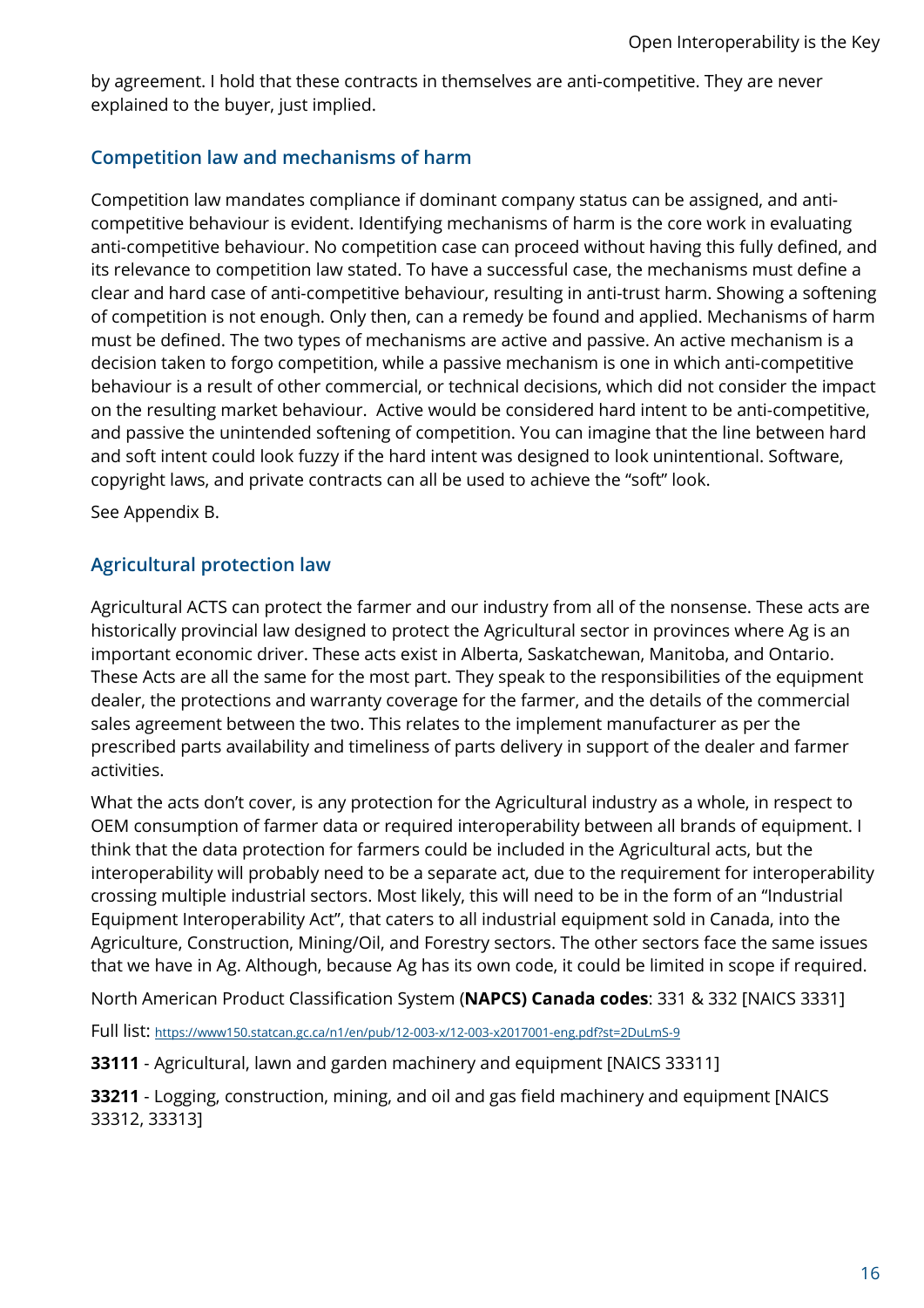by agreement. I hold that these contracts in themselves are anti-competitive. They are never explained to the buyer, just implied.

## Competition law and mechanisms of harm

Competition law mandates compliance if dominant company status can be assigned, and anti-competitive behaviour is evident. Identifying mechanisms of harm is the core work in evaluating anti-competitive behaviour. No competition case can proceed without having this fully defined, and its relevance to competition law stated. To have a successful case, the mechanisms must define a clear and hard case of anti-competitive behaviour, resulting in anti-trust harm. Showing a softening of competition is not enough. Only then, can a remedy be found and applied. Mechanisms of harm must be defined. The two types of mechanisms are active and passive. An active mechanism is a decision taken to forgo competition, while a passive mechanism is one in which anti-competitive behaviour is a result of other commercial, or technical decisions, which did not consider the impact on the resulting market behaviour. Active would be considered hard intent to be anti-competitive, and passive the unintended softening of competition. You can imagine that the line between hard and soft intent could look fuzzy if the hard intent was designed to look unintentional. Software, copyright laws, and private contracts can all be used to achieve the "soft" look.

See Appendix B.

## Agricultural protection law

Agricultural ACTS can protect the farmer and our industry from all of the nonsense. These acts are historically provincial law designed to protect the Agricultural sector in provinces where Ag is an important economic driver. These acts exist in Alberta, Saskatchewan, Manitoba, and Ontario. These Acts are all the same for the most part. They speak to the responsibilities of the equipment dealer, the protections and warranty coverage for the farmer, and the details of the commercial sales agreement between the two. This relates to the implement manufacturer as per the prescribed parts availability and timeliness of parts delivery in support of the dealer and farmer activities.

What the acts don't cover, is any protection for the Agricultural industry as a whole, in respect to OEM consumption of farmer data or required interoperability between all brands of equipment. I think that the data protection for farmers could be included in the Agricultural acts, but the interoperability will probably need to be a separate act, due to the requirement for interoperability crossing multiple industrial sectors. Most likely, this will need to be in the form of an "Industrial Equipment Interoperability Act", that caters to all industrial equipment sold in Canada, into the Agriculture, Construction, Mining/Oil, and Forestry sectors. The other sectors face the same issues that we have in Ag. Although, because Ag has its own code, it could be limited in scope if required.

North American Product Classification System (**NAPCS) Canada codes**: 331 & 332 [NAICS 3331]

Full list: https://www150.statcan.gc.ca/n1/en/pub/12-003-x/12-003-x2017001-eng.pdf?st=2DuLmS-9

**33111** - Agricultural, lawn and garden machinery and equipment [NAICS 33311]

**33211** - Logging, construction, mining, and oil and gas field machinery and equipment [NAICS 33312, 33313]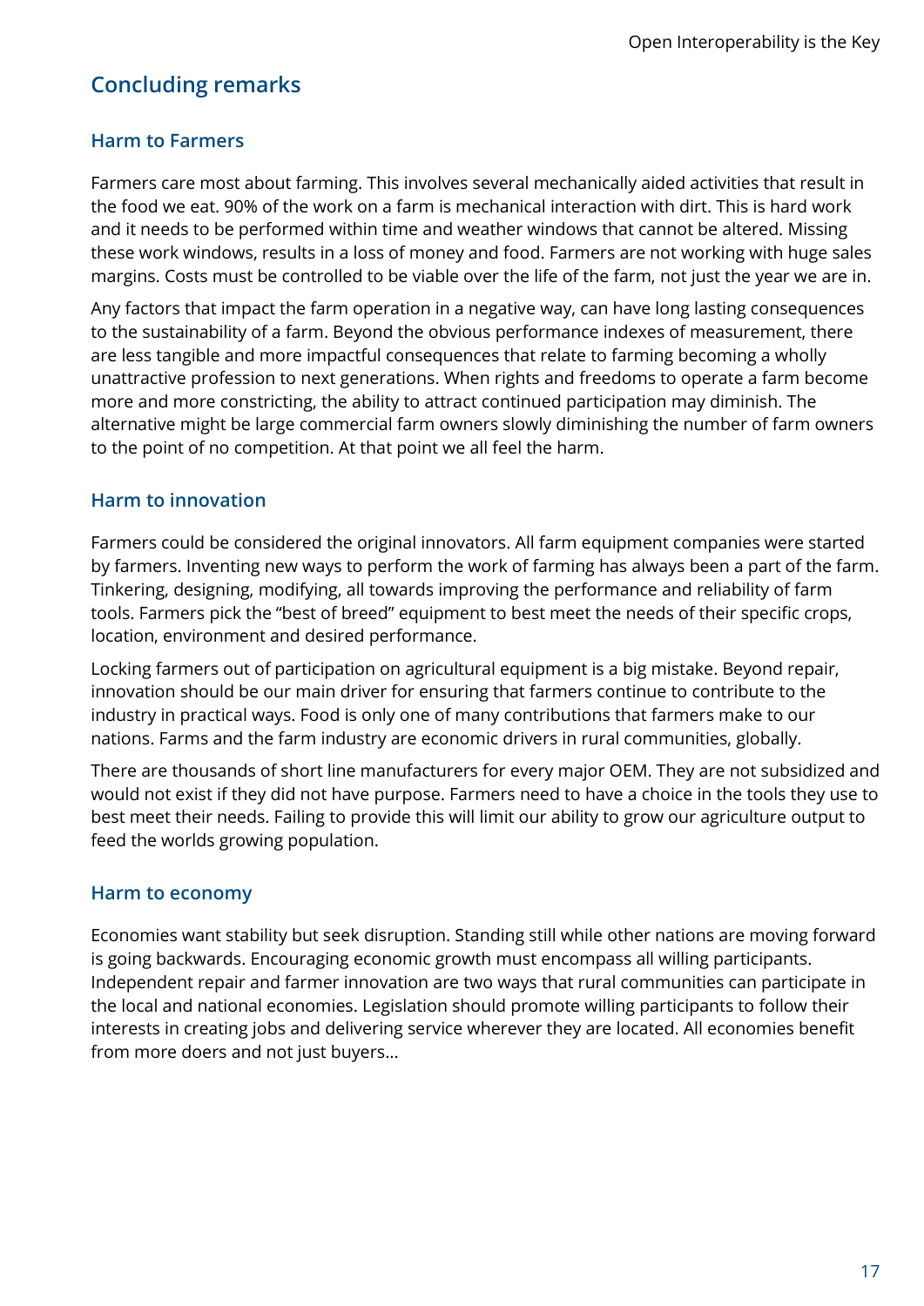## Concluding remarks

### Harm to Farmers

Farmers care most about farming. This involves several mechanically aided activities that result in the food we eat. 90% of the work on a farm is mechanical interaction with dirt. This is hard work and it needs to be performed within time and weather windows that cannot be altered. Missing these work windows, results in a loss of money and food. Farmers are not working with huge sales margins. Costs must be controlled to be viable over the life of the farm, not just the year we are in.

Any factors that impact the farm operation in a negative way, can have long lasting consequences to the sustainability of a farm. Beyond the obvious performance indexes of measurement, there are less tangible and more impactful consequences that relate to farming becoming a wholly unattractive profession to next generations. When rights and freedoms to operate a farm become more and more constricting, the ability to attract continued participation may diminish. The alternative might be large commercial farm owners slowly diminishing the number of farm owners to the point of no competition. At that point we all feel the harm.

### Harm to innovation

Farmers could be considered the original innovators. All farm equipment companies were started by farmers. Inventing new ways to perform the work of farming has always been a part of the farm. Tinkering, designing, modifying, all towards improving the performance and reliability of farm tools. Farmers pick the "best of breed" equipment to best meet the needs of their specific crops, location, environment and desired performance.

Locking farmers out of participation on agricultural equipment is a big mistake. Beyond repair, innovation should be our main driver for ensuring that farmers continue to contribute to the industry in practical ways. Food is only one of many contributions that farmers make to our nations. Farms and the farm industry are economic drivers in rural communities, globally.

There are thousands of short line manufacturers for every major OEM. They are not subsidized and would not exist if they did not have purpose. Farmers need to have a choice in the tools they use to best meet their needs. Failing to provide this will limit our ability to grow our agriculture output to feed the worlds growing population.

### Harm to economy

Economies want stability but seek disruption. Standing still while other nations are moving forward is going backwards. Encouraging economic growth must encompass all willing participants. Independent repair and farmer innovation are two ways that rural communities can participate in the local and national economies. Legislation should promote willing participants to follow their interests in creating jobs and delivering service wherever they are located. All economies benefit from more doers and not just buyers…